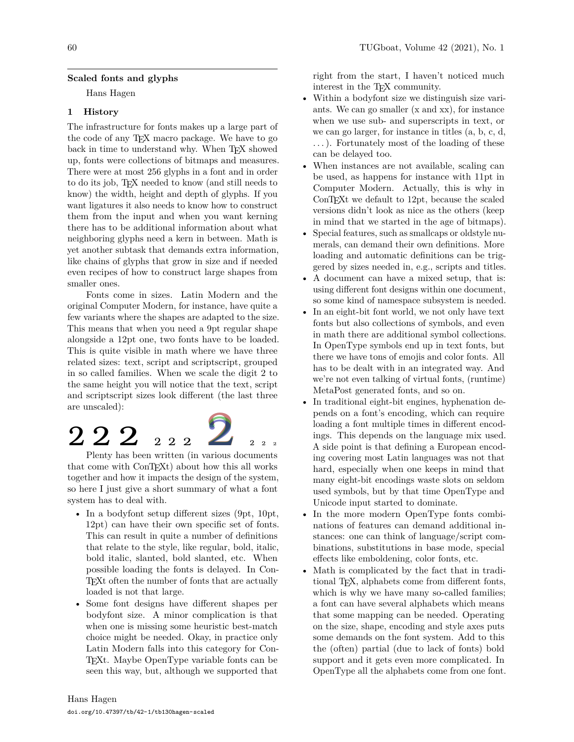## Scaled fonts and glyphs

Hans Hagen

### 1 History

The infrastructure for fonts makes up a large part of the code of any TeX macro package. We have to go back in time to understand why. When TeX showed up, fonts were collections of bitmaps and measures. There were at most 256 glyphs in a font and in order to do its job, TeX needed to know (and still needs to know) the width, height and depth of glyphs. If you want ligatures it also needs to know how to construct them from the input and when you want kerning there has to be additional information about what neighboring glyphs need a kern in between. Math is yet another subtask that demands extra information, like chains of glyphs that grow in size and if needed even recipes of how to construct large shapes from smaller ones.

Fonts come in sizes. Latin Modern and the original Computer Modern, for instance, have quite a few variants where the shapes are adapted to the size. This means that when you need a 9pt regular shape alongside a 12pt one, two fonts have to be loaded. This is quite visible in math where we have three related sizes: text, script and scriptscript, grouped in so called families. When we scale the digit 2 to the same height you will notice that the text, script and scriptscript sizes look different (the last three are unscaled):

2 2 2 2 2 2 2 2 2 2

Plenty has been written (in various documents that come with ConTeXt) about how this all works together and how it impacts the design of the system, so here I just give a short summary of what a font system has to deal with.

- In a bodyfont setup different sizes (9pt, 10pt, 12pt) can have their own specific set of fonts. This can result in quite a number of definitions that relate to the style, like regular, bold, italic, bold italic, slanted, bold slanted, etc. When possible loading the fonts is delayed. In ConTeXt often the number of fonts that are actually loaded is not that large.
- Some font designs have different shapes per bodyfont size. A minor complication is that when one is missing some heuristic best-match choice might be needed. Okay, in practice only Latin Modern falls into this category for ConTeXt. Maybe OpenType variable fonts can be seen this way, but, although we supported that right from the start, I haven't noticed much interest in the TeX community.
- Within a bodyfont size we distinguish size variants. We can go smaller (x and xx), for instance when we use sub- and superscripts in text, or we can go larger, for instance in titles (a, b, c, d, ...). Fortunately most of the loading of these can be delayed too.
- When instances are not available, scaling can be used, as happens for instance with 11pt in Computer Modern. Actually, this is why in ConTeXt we default to 12pt, because the scaled versions didn't look as nice as the others (keep in mind that we started in the age of bitmaps).
- Special features, such as smallcaps or oldstyle numerals, can demand their own definitions. More loading and automatic definitions can be triggered by sizes needed in, e.g., scripts and titles.
- A document can have a mixed setup, that is: using different font designs within one document, so some kind of namespace subsystem is needed.
- In an eight-bit font world, we not only have text fonts but also collections of symbols, and even in math there are additional symbol collections. In OpenType symbols end up in text fonts, but there we have tons of emojis and color fonts. All has to be dealt with in an integrated way. And we're not even talking of virtual fonts, (runtime) MetaPost generated fonts, and so on.
- In traditional eight-bit engines, hyphenation depends on a font's encoding, which can require loading a font multiple times in different encodings. This depends on the language mix used. A side point is that defining a European encoding covering most Latin languages was not that hard, especially when one keeps in mind that many eight-bit encodings waste slots on seldom used symbols, but by that time OpenType and Unicode input started to dominate.
- In the more modern OpenType fonts combinations of features can demand additional instances: one can think of language/script combinations, substitutions in base mode, special effects like emboldening, color fonts, etc.
- Math is complicated by the fact that in traditional TeX, alphabets come from different fonts, which is why we have many so-called families; a font can have several alphabets which means that some mapping can be needed. Operating on the size, shape, encoding and style axes puts some demands on the font system. Add to this the (often) partial (due to lack of fonts) bold support and it gets even more complicated. In OpenType all the alphabets come from one font.

Hans Hagen

doi.org/10.47397/tb/42-1/tb130hagen-scaled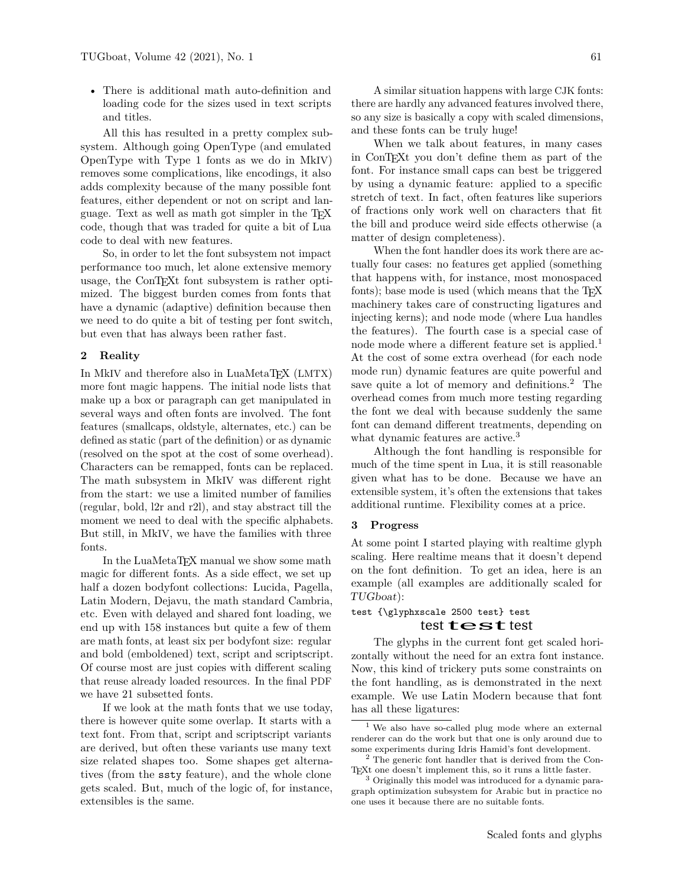- There is additional math auto-definition and loading code for the sizes used in text scripts and titles.

All this has resulted in a pretty complex subsystem. Although going OpenType (and emulated OpenType with Type 1 fonts as we do in MkIV) removes some complications, like encodings, it also adds complexity because of the many possible font features, either dependent or not on script and language. Text as well as math got simpler in the TeX code, though that was traded for quite a bit of Lua code to deal with new features.

So, in order to let the font subsystem not impact performance too much, let alone extensive memory usage, the ConTeXt font subsystem is rather optimized. The biggest burden comes from fonts that have a dynamic (adaptive) definition because then we need to do quite a bit of testing per font switch, but even that has always been rather fast.

## 2 Reality

In MkIV and therefore also in LuaMetaTeX (LMTX) more font magic happens. The initial node lists that make up a box or paragraph can get manipulated in several ways and often fonts are involved. The font features (smallcaps, oldstyle, alternates, etc.) can be defined as static (part of the definition) or as dynamic (resolved on the spot at the cost of some overhead). Characters can be remapped, fonts can be replaced. The math subsystem in MkIV was different right from the start: we use a limited number of families (regular, bold, l2r and r2l), and stay abstract till the moment we need to deal with the specific alphabets. But still, in MkIV, we have the families with three fonts.

In the LuaMetaTeX manual we show some math magic for different fonts. As a side effect, we set up half a dozen bodyfont collections: Lucida, Pagella, Latin Modern, Dejavu, the math standard Cambria, etc. Even with delayed and shared font loading, we end up with 158 instances but quite a few of them are math fonts, at least six per bodyfont size: regular and bold (emboldened) text, script and scriptscript. Of course most are just copies with different scaling that reuse already loaded resources. In the final PDF we have 21 subsetted fonts.

If we look at the math fonts that we use today, there is however quite some overlap. It starts with a text font. From that, script and scriptscript variants are derived, but often these variants use many text size related shapes too. Some shapes get alternatives (from the `ssty` feature), and the whole clone gets scaled. But, much of the logic of, for instance, extensibles is the same.

A similar situation happens with large CJK fonts: there are hardly any advanced features involved there, so any size is basically a copy with scaled dimensions, and these fonts can be truly huge!

When we talk about features, in many cases in ConTeXt you don't define them as part of the font. For instance small caps can best be triggered by using a dynamic feature: applied to a specific stretch of text. In fact, often features like superiors of fractions only work well on characters that fit the bill and produce weird side effects otherwise (a matter of design completeness).

When the font handler does its work there are actually four cases: no features get applied (something that happens with, for instance, most monospaced fonts); base mode is used (which means that the TeX machinery takes care of constructing ligatures and injecting kerns); and node mode (where Lua handles the features). The fourth case is a special case of node mode where a different feature set is applied.[1] At the cost of some extra overhead (for each node mode run) dynamic features are quite powerful and save quite a lot of memory and definitions.[2] The overhead comes from much more testing regarding the font we deal with because suddenly the same font can demand different treatments, depending on what dynamic features are active.[3]

Although the font handling is responsible for much of the time spent in Lua, it is still reasonable given what has to be done. Because we have an extensible system, it's often the extensions that takes additional runtime. Flexibility comes at a price.

## 3 Progress

At some point I started playing with realtime glyph scaling. Here realtime means that it doesn't depend on the font definition. To get an idea, here is an example (all examples are additionally scaled for *TUGboat*):

```
test {\glyphxscale 2500 test} test
```

test **test** test

The glyphs in the current font get scaled horizontally without the need for an extra font instance. Now, this kind of trickery puts some constraints on the font handling, as is demonstrated in the next example. We use Latin Modern because that font has all these ligatures:

[1] We also have so-called plug mode where an external renderer can do the work but that one is only around due to some experiments during Idris Hamid's font development.

[2] The generic font handler that is derived from the ConTeXt one doesn't implement this, so it runs a little faster.

[3] Originally this model was introduced for a dynamic paragraph optimization subsystem for Arabic but in practice no one uses it because there are no suitable fonts.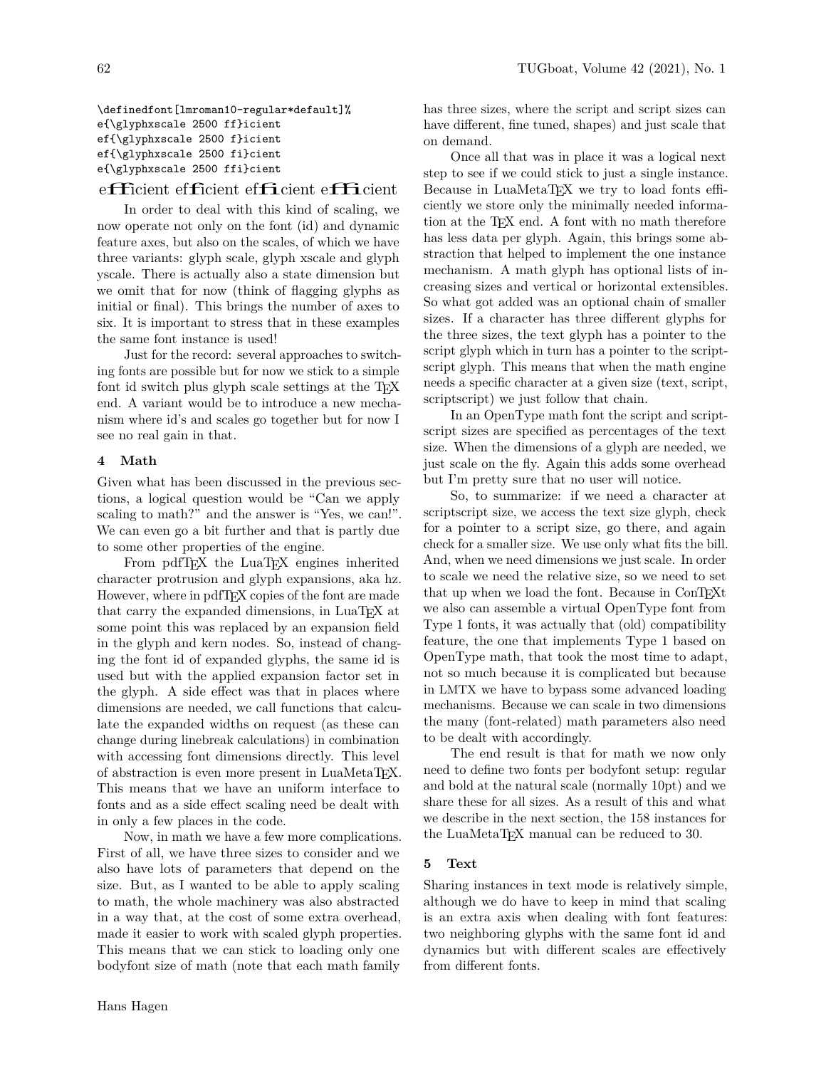```
\definedfont[lmroman10-regular*default]%
e{\glyphxscale 2500 ff}icient
ef{\glyphxscale 2500 f}icient
ef{\glyphxscale 2500 fi}cient
e{\glyphxscale 2500 ffi}cient
```

e**ff**icient ef**f**icient ef**fi**cient e**ffi**cient

In order to deal with this kind of scaling, we now operate not only on the font (id) and dynamic feature axes, but also on the scales, of which we have three variants: glyph scale, glyph xscale and glyph yscale. There is actually also a state dimension but we omit that for now (think of flagging glyphs as initial or final). This brings the number of axes to six. It is important to stress that in these examples the same font instance is used!

Just for the record: several approaches to switching fonts are possible but for now we stick to a simple font id switch plus glyph scale settings at the TeX end. A variant would be to introduce a new mechanism where id's and scales go together but for now I see no real gain in that.

## 4 Math

Given what has been discussed in the previous sections, a logical question would be "Can we apply scaling to math?" and the answer is "Yes, we can!". We can even go a bit further and that is partly due to some other properties of the engine.

From pdfTeX the LuaTeX engines inherited character protrusion and glyph expansions, aka hz. However, where in pdfTeX copies of the font are made that carry the expanded dimensions, in LuaTeX at some point this was replaced by an expansion field in the glyph and kern nodes. So, instead of changing the font id of expanded glyphs, the same id is used but with the applied expansion factor set in the glyph. A side effect was that in places where dimensions are needed, we call functions that calculate the expanded widths on request (as these can change during linebreak calculations) in combination with accessing font dimensions directly. This level of abstraction is even more present in LuaMetaTeX. This means that we have an uniform interface to fonts and as a side effect scaling need be dealt with in only a few places in the code.

Now, in math we have a few more complications. First of all, we have three sizes to consider and we also have lots of parameters that depend on the size. But, as I wanted to be able to apply scaling to math, the whole machinery was also abstracted in a way that, at the cost of some extra overhead, made it easier to work with scaled glyph properties. This means that we can stick to loading only one bodyfont size of math (note that each math family has three sizes, where the script and script sizes can have different, fine tuned, shapes) and just scale that on demand.

Once all that was in place it was a logical next step to see if we could stick to just a single instance. Because in LuaMetaTeX we try to load fonts efficiently we store only the minimally needed information at the TeX end. A font with no math therefore has less data per glyph. Again, this brings some abstraction that helped to implement the one instance mechanism. A math glyph has optional lists of increasing sizes and vertical or horizontal extensibles. So what got added was an optional chain of smaller sizes. If a character has three different glyphs for the three sizes, the text glyph has a pointer to the script glyph which in turn has a pointer to the scriptscript glyph. This means that when the math engine needs a specific character at a given size (text, script, scriptscript) we just follow that chain.

In an OpenType math font the script and scriptscript sizes are specified as percentages of the text size. When the dimensions of a glyph are needed, we just scale on the fly. Again this adds some overhead but I'm pretty sure that no user will notice.

So, to summarize: if we need a character at scriptscript size, we access the text size glyph, check for a pointer to a script size, go there, and again check for a smaller size. We use only what fits the bill. And, when we need dimensions we just scale. In order to scale we need the relative size, so we need to set that up when we load the font. Because in ConTeXt we also can assemble a virtual OpenType font from Type 1 fonts, it was actually that (old) compatibility feature, the one that implements Type 1 based on OpenType math, that took the most time to adapt, not so much because it is complicated but because in LMTX we have to bypass some advanced loading mechanisms. Because we can scale in two dimensions the many (font-related) math parameters also need to be dealt with accordingly.

The end result is that for math we now only need to define two fonts per bodyfont setup: regular and bold at the natural scale (normally 10pt) and we share these for all sizes. As a result of this and what we describe in the next section, the 158 instances for the LuaMetaTeX manual can be reduced to 30.

## 5 Text

Sharing instances in text mode is relatively simple, although we do have to keep in mind that scaling is an extra axis when dealing with font features: two neighboring glyphs with the same font id and dynamics but with different scales are effectively from different fonts.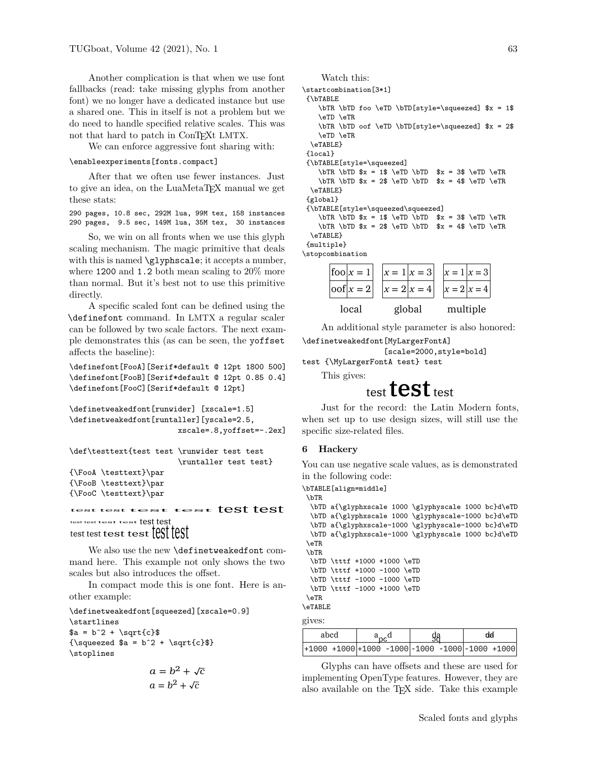Another complication is that when we use font fallbacks (read: take missing glyphs from another font) we no longer have a dedicated instance but use a shared one. This in itself is not a problem but we do need to handle specified relative scales. This was not that hard to patch in ConTEXt LMTX.

We can enforce aggressive font sharing with:

```
\enableexperiments[fonts.compact]
```

After that we often use fewer instances. Just to give an idea, on the LuaMetaTEX manual we get these stats:

```
290 pages, 10.8 sec, 292M lua, 99M tex, 158 instances
290 pages,  9.5 sec, 149M lua, 35M tex,  30 instances
```

So, we win on all fronts when we use this glyph scaling mechanism. The magic primitive that deals with this is named `\glyphscale`; it accepts a number, where `1200` and `1.2` both mean scaling to 20% more than normal. But it's best not to use this primitive directly.

A specific scaled font can be defined using the `\definefont` command. In LMTX a regular scaler can be followed by two scale factors. The next example demonstrates this (as can be seen, the `yoffset` affects the baseline):

```
\definefont[FooA][Serif*default @ 12pt 1800 500]
\definefont[FooB][Serif*default @ 12pt 0.85 0.4]
\definefont[FooC][Serif*default @ 12pt]

\definetweakedfont[runwider] [xscale=1.5]
\definetweakedfont[runtaller][yscale=2.5,
                       xscale=.8,yoffset=-.2ex]

\def\testtext{test test \runwider test test
                       \runtaller test test}
{\FooA \testtext}\par
{\FooB \testtext}\par
{\FooC \testtext}\par
```

test test test test test test

test test test test test test

test test test test test test

We also use the new `\definetweakedfont` command here. This example not only shows the two scales but also introduces the offset.

In compact mode this is one font. Here is another example:

```
\definetweakedfont[squeezed][xscale=0.9]
\startlines
$a = b^2 + \sqrt{c}$
{\squeezed $a = b^2 + \sqrt{c}$}
\stoplines
```

$$a = b^2 + \sqrt{c}$$
$$a = b^2 + \sqrt{c}$$

Watch this:

```
\startcombination[3*1]
 {\bTABLE
    \bTR \bTD foo \eTD \bTD[style=\squeezed] $x = 1$
    \eTD \eTR
    \bTR \bTD oof \eTD \bTD[style=\squeezed] $x = 2$
    \eTD \eTR
  \eTABLE}
 {local}
 {\bTABLE[style=\squeezed]
    \bTR \bTD $x = 1$ \eTD \bTD  $x = 3$ \eTD \eTR
    \bTR \bTD $x = 2$ \eTD \bTD  $x = 4$ \eTD \eTR
  \eTABLE}
 {global}
 {\bTABLE[style=\squeezed\squeezed]
    \bTR \bTD $x = 1$ \eTD \bTD  $x = 3$ \eTD \eTR
    \bTR \bTD $x = 2$ \eTD \bTD  $x = 4$ \eTD \eTR
  \eTABLE}
 {multiple}
\stopcombination
```

| foo | $x = 1$ |
|---|---|
| oof | $x = 2$ |

local

| $x = 1$ | $x = 3$ |
|---|---|
| $x = 2$ | $x = 4$ |

global

| $x = 1$ | $x = 3$ |
|---|---|
| $x = 2$ | $x = 4$ |

multiple

An additional style parameter is also honored:

```
\definetweakedfont[MyLargerFontA]
                  [scale=2000,style=bold]
test {\MyLargerFontA test} test
```

This gives:

test **test** test

Just for the record: the Latin Modern fonts, when set up to use design sizes, will still use the specific size-related files.

## 6 Hackery

You can use negative scale values, as is demonstrated in the following code:

```
\bTABLE[align=middle]
 \bTR
  \bTD a{\glyphxscale 1000 \glyphyscale 1000 bc}d\eTD
  \bTD a{\glyphxscale 1000 \glyphyscale-1000 bc}d\eTD
  \bTD a{\glyphxscale-1000 \glyphyscale-1000 bc}d\eTD
  \bTD a{\glyphxscale-1000 \glyphyscale 1000 bc}d\eTD
 \eTR
 \bTR
  \bTD \tttf +1000 +1000 \eTD
  \bTD \tttf +1000 -1000 \eTD
  \bTD \tttf -1000 -1000 \eTD
  \bTD \tttf -1000 +1000 \eTD
 \eTR
\eTABLE
```

gives:

| abcd | abcd | abcd | abcd |
|---|---|---|---|
| +1000 +1000 | +1000 -1000 | -1000 -1000 | -1000 +1000 |

Glyphs can have offsets and these are used for implementing OpenType features. However, they are also available on the TEX side. Take this example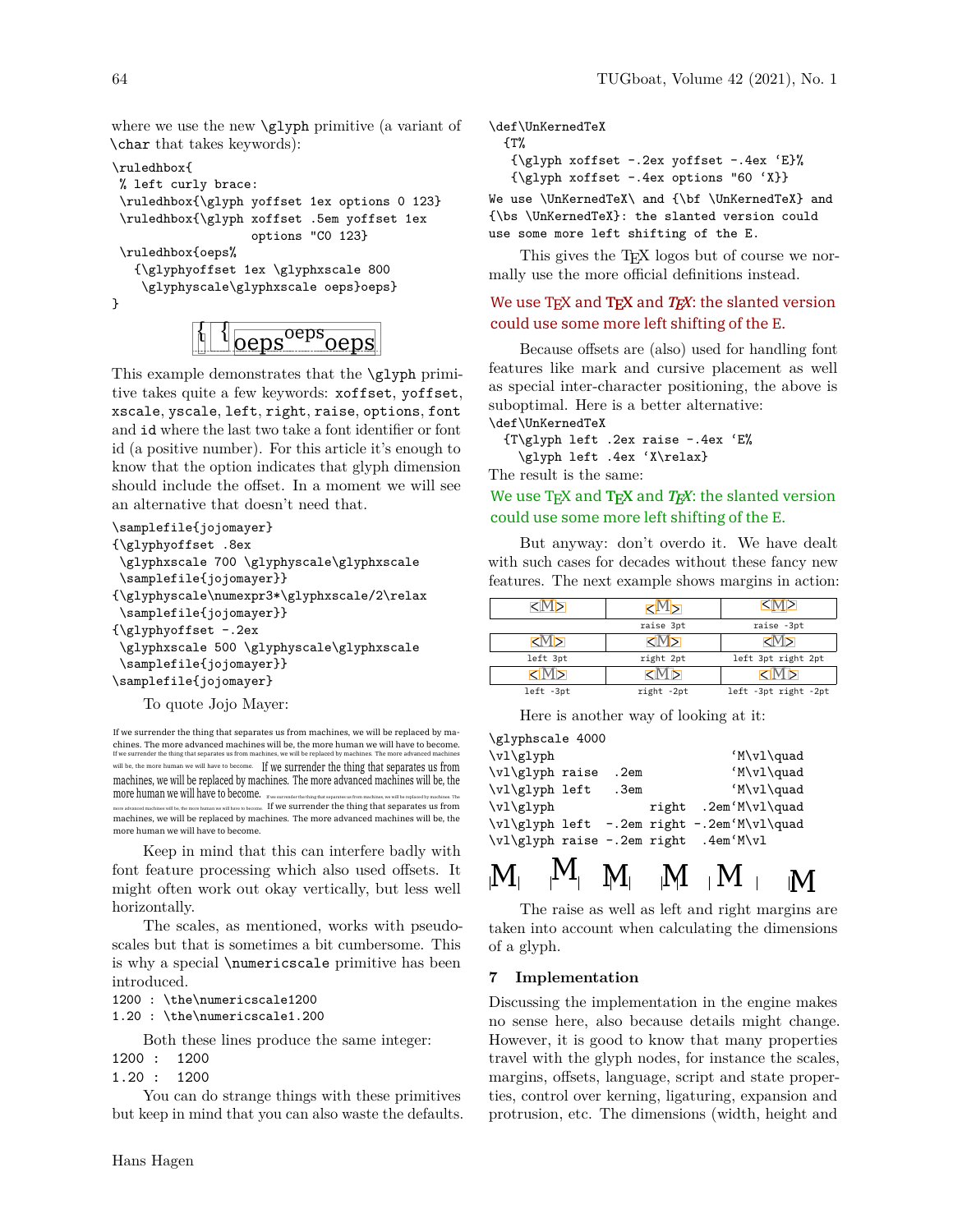where we use the new `\glyph` primitive (a variant of `\char` that takes keywords):

```
\ruledhbox{
 % left curly brace:
 \ruledhbox{\glyph yoffset 1ex options 0 123}
 \ruledhbox{\glyph xoffset .5em yoffset 1ex
                   options "C0 123}
 \ruledhbox{oeps%
   {\glyphyoffset 1ex \glyphxscale 800
    \glyphyscale\glyphxscale oeps}oeps}
}
```

{ { oeps$^{\text{oeps}}$oeps

This example demonstrates that the `\glyph` primitive takes quite a few keywords: `xoffset`, `yoffset`, `xscale`, `yscale`, `left`, `right`, `raise`, `options`, `font` and `id` where the last two take a font identifier or font id (a positive number). For this article it's enough to know that the option indicates that glyph dimension should include the offset. In a moment we will see an alternative that doesn't need that.

```
\samplefile{jojomayer}
{\glyphyoffset .8ex
 \glyphxscale 700 \glyphyscale\glyphxscale
 \samplefile{jojomayer}}
{\glyphyscale\numexpr3*\glyphxscale/2\relax
 \samplefile{jojomayer}}
{\glyphyoffset -.2ex
 \glyphxscale 500 \glyphyscale\glyphxscale
 \samplefile{jojomayer}}
\samplefile{jojomayer}
```

To quote Jojo Mayer:

If we surrender the thing that separates us from machines, we will be replaced by machines. The more advanced machines will be, the more human we will have to become. If we surrender the thing that separates us from machines, we will be replaced by machines. The more advanced machines will be, the more human we will have to become. If we surrender the thing that separates us from machines, we will be replaced by machines. The more advanced machines will be, the more human we will have to become. If we surrender the thing that separates us from machines, we will be replaced by machines. The more advanced machines will be, the more human we will have to become. If we surrender the thing that separates us from machines, we will be replaced by machines. The more advanced machines will be, the more human we will have to become.

Keep in mind that this can interfere badly with font feature processing which also used offsets. It might often work out okay vertically, but less well horizontally.

The scales, as mentioned, works with pseudo-scales but that is sometimes a bit cumbersome. This is why a special `\numericscale` primitive has been introduced.

```
1200 : \the\numericscale1200
1.20 : \the\numericscale1.200
```

Both these lines produce the same integer:

```
1200 :  1200
1.20 :  1200
```

You can do strange things with these primitives but keep in mind that you can also waste the defaults.

```
\def\UnKernedTeX
  {T%
   {\glyph xoffset -.2ex yoffset -.4ex `E}%
   {\glyph xoffset -.4ex options "60 `X}}
We use \UnKernedTeX\ and {\bf \UnKernedTeX} and
{\bs \UnKernedTeX}: the slanted version could
use some more left shifting of the E.
```

This gives the TeX logos but of course we normally use the more official definitions instead.

We use TeX and **TeX** and ***TeX***: the slanted version could use some more left shifting of the E.

Because offsets are (also) used for handling font features like mark and cursive placement as well as special inter-character positioning, the above is suboptimal. Here is a better alternative:

```
\def\UnKernedTeX
  {T\glyph left .2ex raise -.4ex `E%
   \glyph left .4ex `X\relax}
```

The result is the same:

We use TeX and **TeX** and ***TeX***: the slanted version could use some more left shifting of the E.

But anyway: don't overdo it. We have dealt with such cases for decades without these fancy new features. The next example shows margins in action:

| <M> | <M> | <M> |
|---|---|---|
| | raise 3pt | raise -3pt |
| <M> | <M> | <M> |
| left 3pt | right 2pt | left 3pt right 2pt |
| <M> | <M> | <M> |
| left -3pt | right -2pt | left -3pt right -2pt |

Here is another way of looking at it:

```
\glyphscale 4000
\vl\glyph                          `M\vl\quad
\vl\glyph raise  .2em              `M\vl\quad
\vl\glyph left   .3em              `M\vl\quad
\vl\glyph             right  .2em`M\vl\quad
\vl\glyph left  -.2em right -.2em`M\vl\quad
\vl\glyph raise -.2em right  .4em`M\vl
```

|M| |M| |M| |M| |M| |M|

The raise as well as left and right margins are taken into account when calculating the dimensions of a glyph.

## 7 Implementation

Discussing the implementation in the engine makes no sense here, also because details might change. However, it is good to know that many properties travel with the glyph nodes, for instance the scales, margins, offsets, language, script and state properties, control over kerning, ligaturing, expansion and protrusion, etc. The dimensions (width, height and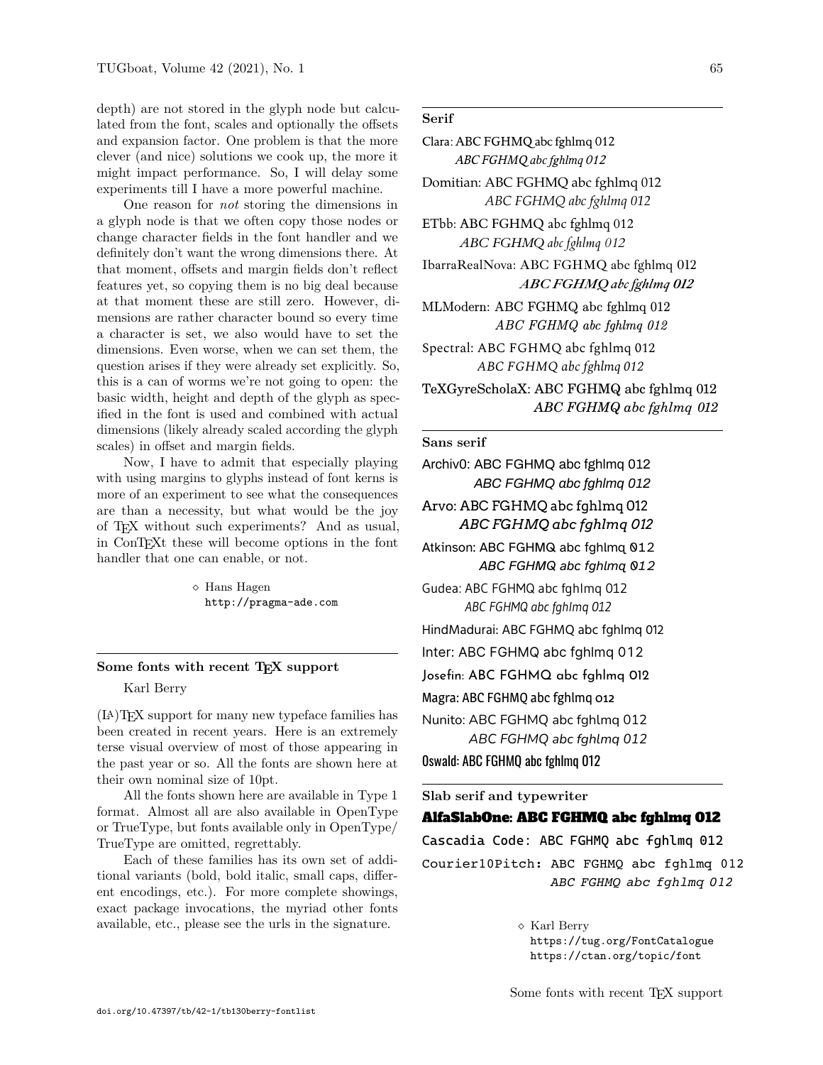depth) are not stored in the glyph node but calculated from the font, scales and optionally the offsets and expansion factor. One problem is that the more clever (and nice) solutions we cook up, the more it might impact performance. So, I will delay some experiments till I have a more powerful machine.

One reason for *not* storing the dimensions in a glyph node is that we often copy those nodes or change character fields in the font handler and we definitely don't want the wrong dimensions there. At that moment, offsets and margin fields don't reflect features yet, so copying them is no big deal because at that moment these are still zero. However, dimensions are rather character bound so every time a character is set, we also would have to set the dimensions. Even worse, when we can set them, the question arises if they were already set explicitly. So, this is a can of worms we're not going to open: the basic width, height and depth of the glyph as specified in the font is used and combined with actual dimensions (likely already scaled according the glyph scales) in offset and margin fields.

Now, I have to admit that especially playing with using margins to glyphs instead of font kerns is more of an experiment to see what the consequences are than a necessity, but what would be the joy of TEX without such experiments? And as usual, in ConTEXt these will become options in the font handler that one can enable, or not.

◇ Hans Hagen
http://pragma-ade.com

## Some fonts with recent TEX support

Karl Berry

(LA)TEX support for many new typeface families has been created in recent years. Here is an extremely terse visual overview of most of those appearing in the past year or so. All the fonts are shown here at their own nominal size of 10pt.

All the fonts shown here are available in Type 1 format. Almost all are also available in OpenType or TrueType, but fonts available only in OpenType/TrueType are omitted, regrettably.

Each of these families has its own set of additional variants (bold, bold italic, small caps, different encodings, etc.). For more complete showings, exact package invocations, the myriad other fonts available, etc., please see the urls in the signature.

### Serif

Clara: ABC FGHMQ abc fghlmq 012
*ABC FGHMQ abc fghlmq 012*

Domitian: ABC FGHMQ abc fghlmq 012
*ABC FGHMQ abc fghlmq 012*

ETbb: ABC FGHMQ abc fghlmq 012
*ABC FGHMQ abc fghlmq 012*

IbarraRealNova: ABC FGHMQ abc fghlmq 012
***ABC FGHMQ abc fghlmq 012***

MLModern: ABC FGHMQ abc fghlmq 012
*ABC FGHMQ abc fghlmq 012*

Spectral: ABC FGHMQ abc fghlmq 012
*ABC FGHMQ abc fghlmq 012*

TeXGyreScholaX: ABC FGHMQ abc fghlmq 012
***ABC FGHMQ abc fghlmq 012***

### Sans serif

Archiv0: ABC FGHMQ abc fghlmq 012
*ABC FGHMQ abc fghlmq 012*

Arvo: ABC FGHMQ abc fghlmq 012
*ABC FGHMQ abc fghlmq 012*

Atkinson: ABC FGHMQ abc fghlmq 012
*ABC FGHMQ abc fghlmq 012*

Gudea: ABC FGHMQ abc fghlmq 012
*ABC FGHMQ abc fghlmq 012*

HindMadurai: ABC FGHMQ abc fghlmq 012

Inter: ABC FGHMQ abc fghlmq 012

Josefin: ABC FGHMQ abc fghlmq 012

Magra: ABC FGHMQ abc fghlmq 012

Nunito: ABC FGHMQ abc fghlmq 012
*ABC FGHMQ abc fghlmq 012*

Oswald: ABC FGHMQ abc fghlmq 012

### Slab serif and typewriter

**AlfaSlabOne: ABC FGHMQ abc fghlmq 012**

`Cascadia Code: ABC FGHMQ abc fghlmq 012`

`Courier10Pitch: ABC FGHMQ abc fghlmq 012`
*`ABC FGHMQ abc fghlmq 012`*

◇ Karl Berry
https://tug.org/FontCatalogue
https://ctan.org/topic/font